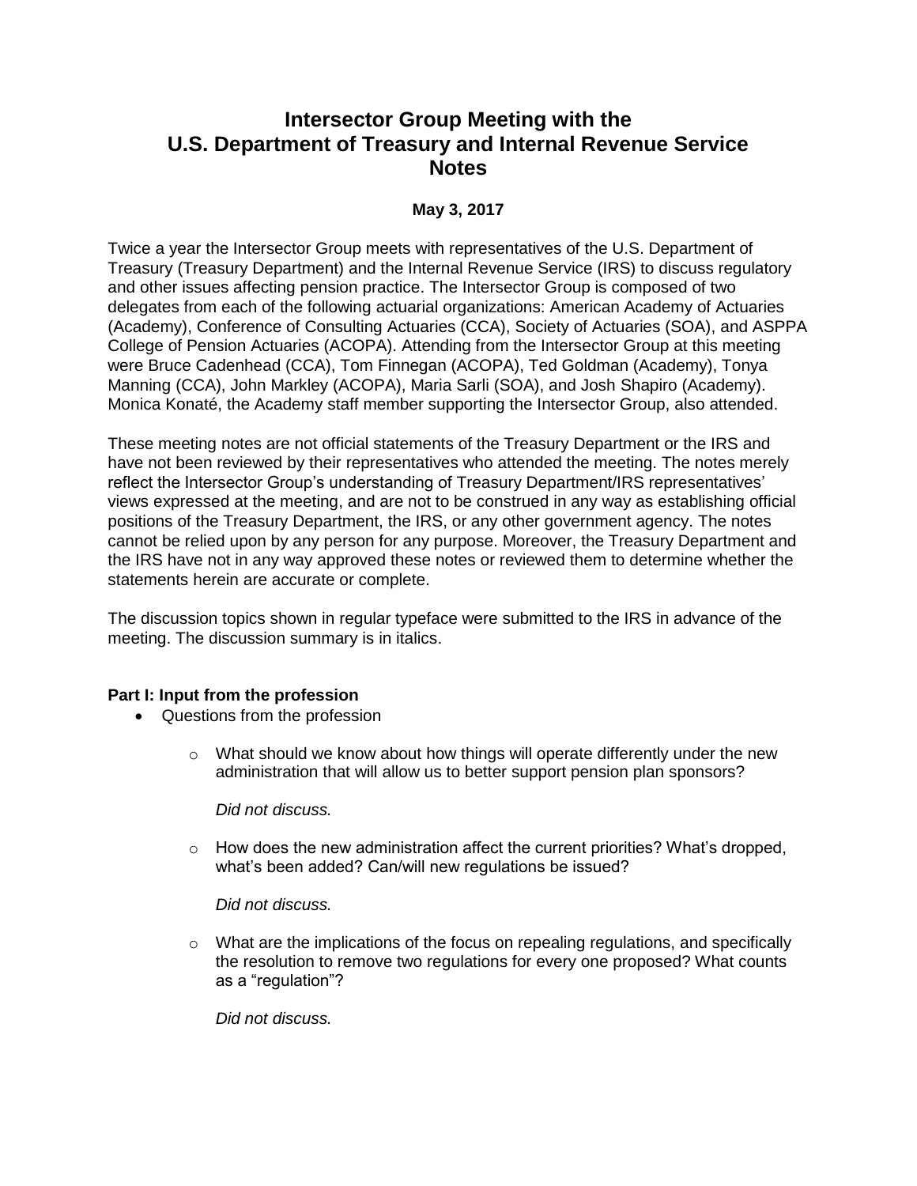# Intersector Group Meeting with the U.S. Department of Treasury and Internal Revenue Service Notes

**May 3, 2017**

Twice a year the Intersector Group meets with representatives of the U.S. Department of Treasury (Treasury Department) and the Internal Revenue Service (IRS) to discuss regulatory and other issues affecting pension practice. The Intersector Group is composed of two delegates from each of the following actuarial organizations: American Academy of Actuaries (Academy), Conference of Consulting Actuaries (CCA), Society of Actuaries (SOA), and ASPPA College of Pension Actuaries (ACOPA). Attending from the Intersector Group at this meeting were Bruce Cadenhead (CCA), Tom Finnegan (ACOPA), Ted Goldman (Academy), Tonya Manning (CCA), John Markley (ACOPA), Maria Sarli (SOA), and Josh Shapiro (Academy). Monica Konaté, the Academy staff member supporting the Intersector Group, also attended.

These meeting notes are not official statements of the Treasury Department or the IRS and have not been reviewed by their representatives who attended the meeting. The notes merely reflect the Intersector Group's understanding of Treasury Department/IRS representatives' views expressed at the meeting, and are not to be construed in any way as establishing official positions of the Treasury Department, the IRS, or any other government agency. The notes cannot be relied upon by any person for any purpose. Moreover, the Treasury Department and the IRS have not in any way approved these notes or reviewed them to determine whether the statements herein are accurate or complete.

The discussion topics shown in regular typeface were submitted to the IRS in advance of the meeting. The discussion summary is in italics.

**Part I: Input from the profession**

- Questions from the profession
  - What should we know about how things will operate differently under the new administration that will allow us to better support pension plan sponsors?

    *Did not discuss.*

  - How does the new administration affect the current priorities? What's dropped, what's been added? Can/will new regulations be issued?

    *Did not discuss.*

  - What are the implications of the focus on repealing regulations, and specifically the resolution to remove two regulations for every one proposed? What counts as a "regulation"?

    *Did not discuss.*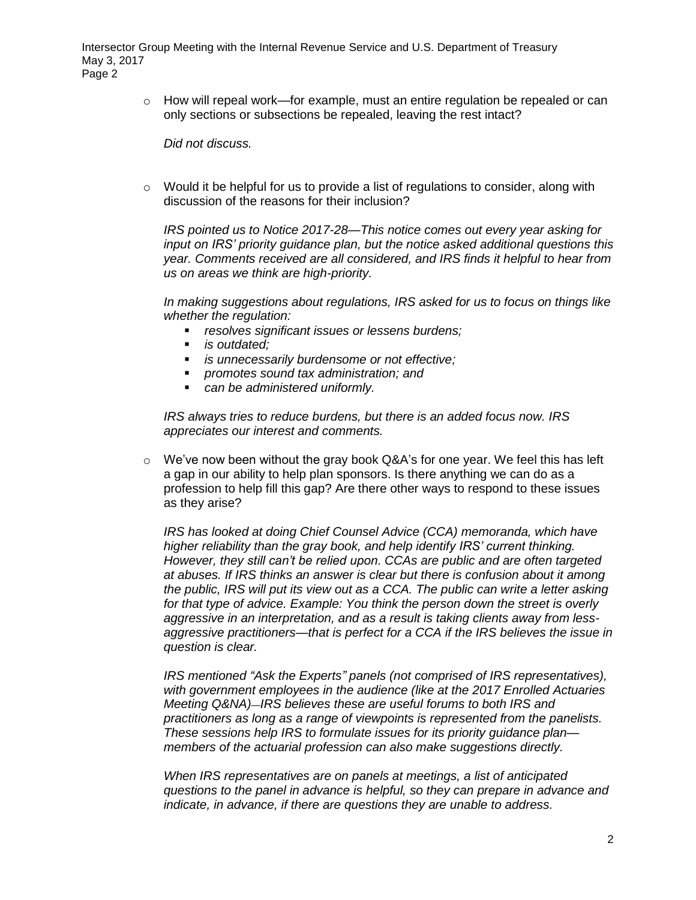- How will repeal work—for example, must an entire regulation be repealed or can only sections or subsections be repealed, leaving the rest intact?

  *Did not discuss.*

- Would it be helpful for us to provide a list of regulations to consider, along with discussion of the reasons for their inclusion?

  *IRS pointed us to Notice 2017-28—This notice comes out every year asking for input on IRS' priority guidance plan, but the notice asked additional questions this year. Comments received are all considered, and IRS finds it helpful to hear from us on areas we think are high-priority.*

  *In making suggestions about regulations, IRS asked for us to focus on things like whether the regulation:*

  - *resolves significant issues or lessens burdens;*
  - *is outdated;*
  - *is unnecessarily burdensome or not effective;*
  - *promotes sound tax administration; and*
  - *can be administered uniformly.*

  *IRS always tries to reduce burdens, but there is an added focus now. IRS appreciates our interest and comments.*

- We've now been without the gray book Q&A's for one year. We feel this has left a gap in our ability to help plan sponsors. Is there anything we can do as a profession to help fill this gap? Are there other ways to respond to these issues as they arise?

  *IRS has looked at doing Chief Counsel Advice (CCA) memoranda, which have higher reliability than the gray book, and help identify IRS' current thinking. However, they still can't be relied upon. CCAs are public and are often targeted at abuses. If IRS thinks an answer is clear but there is confusion about it among the public, IRS will put its view out as a CCA. The public can write a letter asking for that type of advice. Example: You think the person down the street is overly aggressive in an interpretation, and as a result is taking clients away from less-aggressive practitioners—that is perfect for a CCA if the IRS believes the issue in question is clear.*

  *IRS mentioned "Ask the Experts" panels (not comprised of IRS representatives), with government employees in the audience (like at the 2017 Enrolled Actuaries Meeting Q&NA)—IRS believes these are useful forums to both IRS and practitioners as long as a range of viewpoints is represented from the panelists. These sessions help IRS to formulate issues for its priority guidance plan—members of the actuarial profession can also make suggestions directly.*

  *When IRS representatives are on panels at meetings, a list of anticipated questions to the panel in advance is helpful, so they can prepare in advance and indicate, in advance, if there are questions they are unable to address.*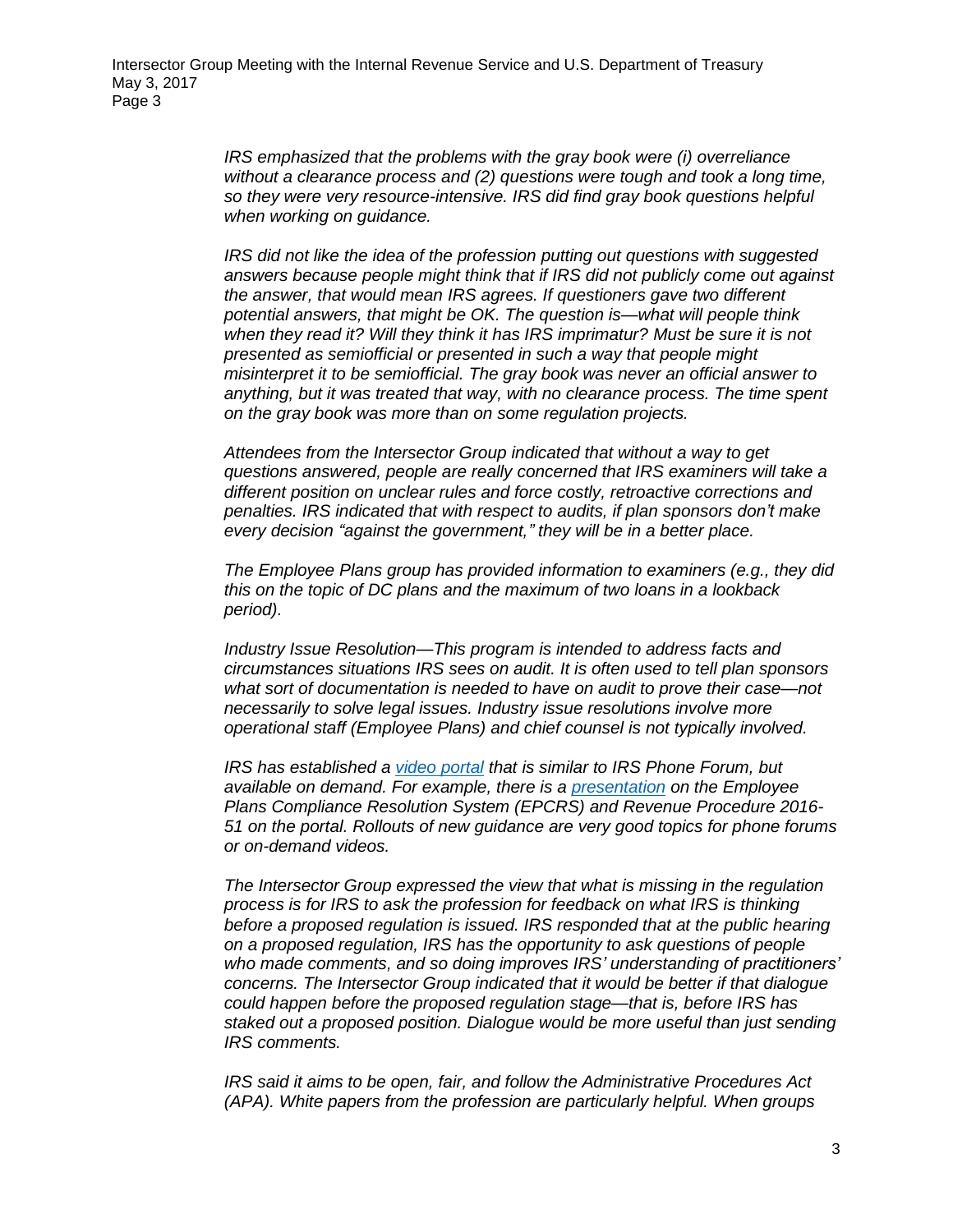*IRS emphasized that the problems with the gray book were (i) overreliance without a clearance process and (2) questions were tough and took a long time, so they were very resource-intensive. IRS did find gray book questions helpful when working on guidance.*

*IRS did not like the idea of the profession putting out questions with suggested answers because people might think that if IRS did not publicly come out against the answer, that would mean IRS agrees. If questioners gave two different potential answers, that might be OK. The question is—what will people think when they read it? Will they think it has IRS imprimatur? Must be sure it is not presented as semiofficial or presented in such a way that people might misinterpret it to be semiofficial. The gray book was never an official answer to anything, but it was treated that way, with no clearance process. The time spent on the gray book was more than on some regulation projects.*

*Attendees from the Intersector Group indicated that without a way to get questions answered, people are really concerned that IRS examiners will take a different position on unclear rules and force costly, retroactive corrections and penalties. IRS indicated that with respect to audits, if plan sponsors don't make every decision "against the government," they will be in a better place.*

*The Employee Plans group has provided information to examiners (e.g., they did this on the topic of DC plans and the maximum of two loans in a lookback period).*

*Industry Issue Resolution—This program is intended to address facts and circumstances situations IRS sees on audit. It is often used to tell plan sponsors what sort of documentation is needed to have on audit to prove their case—not necessarily to solve legal issues. Industry issue resolutions involve more operational staff (Employee Plans) and chief counsel is not typically involved.*

*IRS has established a video portal that is similar to IRS Phone Forum, but available on demand. For example, there is a presentation on the Employee Plans Compliance Resolution System (EPCRS) and Revenue Procedure 2016-51 on the portal. Rollouts of new guidance are very good topics for phone forums or on-demand videos.*

*The Intersector Group expressed the view that what is missing in the regulation process is for IRS to ask the profession for feedback on what IRS is thinking before a proposed regulation is issued. IRS responded that at the public hearing on a proposed regulation, IRS has the opportunity to ask questions of people who made comments, and so doing improves IRS' understanding of practitioners' concerns. The Intersector Group indicated that it would be better if that dialogue could happen before the proposed regulation stage—that is, before IRS has staked out a proposed position. Dialogue would be more useful than just sending IRS comments.*

*IRS said it aims to be open, fair, and follow the Administrative Procedures Act (APA). White papers from the profession are particularly helpful. When groups*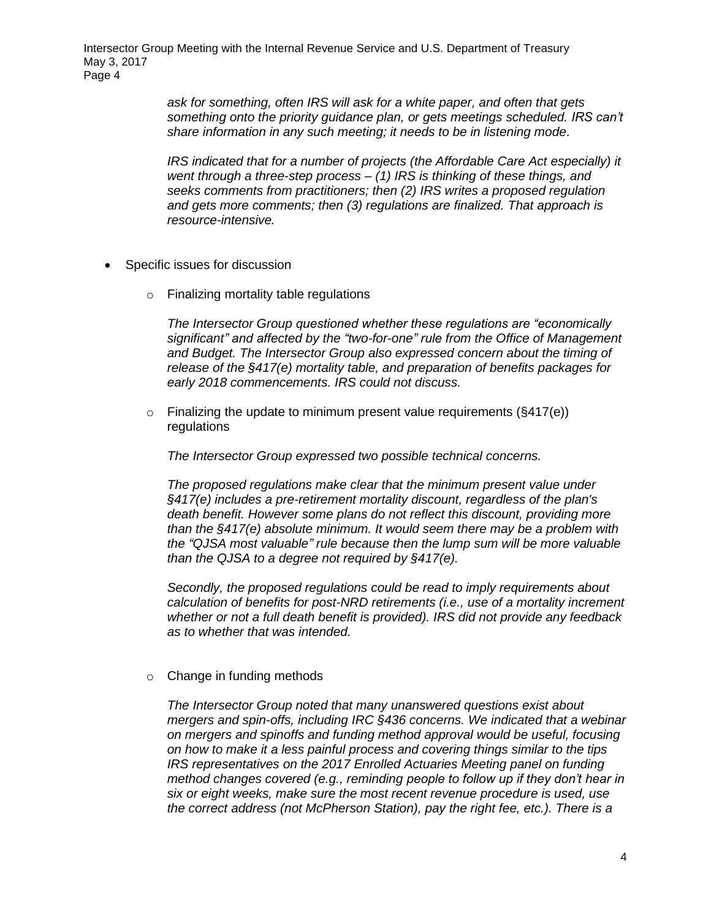*ask for something, often IRS will ask for a white paper, and often that gets something onto the priority guidance plan, or gets meetings scheduled. IRS can't share information in any such meeting; it needs to be in listening mode.*

*IRS indicated that for a number of projects (the Affordable Care Act especially) it went through a three-step process – (1) IRS is thinking of these things, and seeks comments from practitioners; then (2) IRS writes a proposed regulation and gets more comments; then (3) regulations are finalized. That approach is resource-intensive.*

- Specific issues for discussion
  - Finalizing mortality table regulations

    *The Intersector Group questioned whether these regulations are "economically significant" and affected by the "two-for-one" rule from the Office of Management and Budget. The Intersector Group also expressed concern about the timing of release of the §417(e) mortality table, and preparation of benefits packages for early 2018 commencements. IRS could not discuss.*

  - Finalizing the update to minimum present value requirements (§417(e)) regulations

    *The Intersector Group expressed two possible technical concerns.*

    *The proposed regulations make clear that the minimum present value under §417(e) includes a pre-retirement mortality discount, regardless of the plan's death benefit. However some plans do not reflect this discount, providing more than the §417(e) absolute minimum. It would seem there may be a problem with the "QJSA most valuable" rule because then the lump sum will be more valuable than the QJSA to a degree not required by §417(e).*

    *Secondly, the proposed regulations could be read to imply requirements about calculation of benefits for post-NRD retirements (i.e., use of a mortality increment whether or not a full death benefit is provided). IRS did not provide any feedback as to whether that was intended.*

  - Change in funding methods

    *The Intersector Group noted that many unanswered questions exist about mergers and spin-offs, including IRC §436 concerns. We indicated that a webinar on mergers and spinoffs and funding method approval would be useful, focusing on how to make it a less painful process and covering things similar to the tips IRS representatives on the 2017 Enrolled Actuaries Meeting panel on funding method changes covered (e.g., reminding people to follow up if they don't hear in six or eight weeks, make sure the most recent revenue procedure is used, use the correct address (not McPherson Station), pay the right fee, etc.). There is a*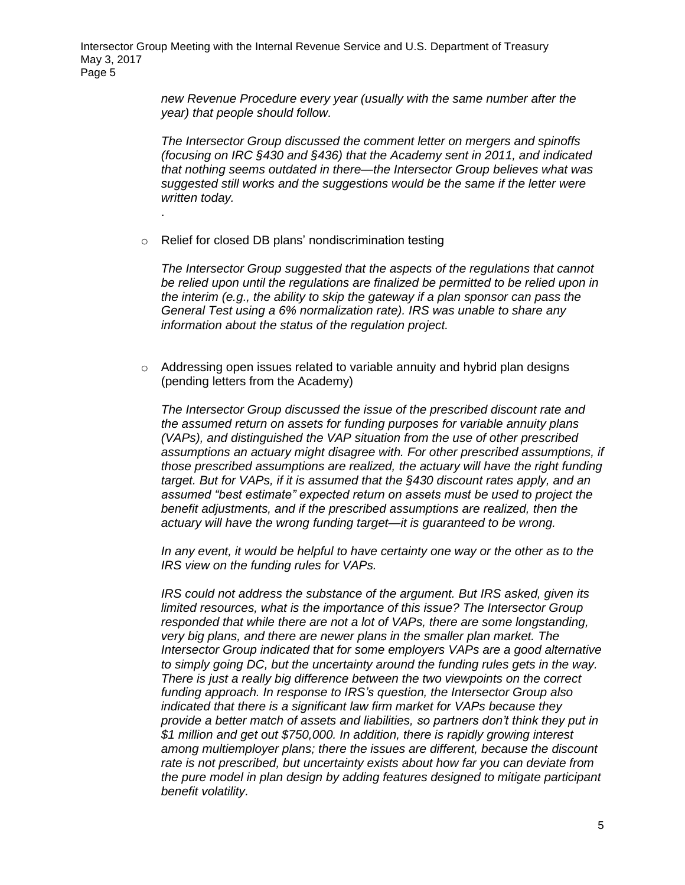*new Revenue Procedure every year (usually with the same number after the year) that people should follow.*

*The Intersector Group discussed the comment letter on mergers and spinoffs (focusing on IRC §430 and §436) that the Academy sent in 2011, and indicated that nothing seems outdated in there—the Intersector Group believes what was suggested still works and the suggestions would be the same if the letter were written today.*

.

- Relief for closed DB plans' nondiscrimination testing

  *The Intersector Group suggested that the aspects of the regulations that cannot be relied upon until the regulations are finalized be permitted to be relied upon in the interim (e.g., the ability to skip the gateway if a plan sponsor can pass the General Test using a 6% normalization rate). IRS was unable to share any information about the status of the regulation project.*

- Addressing open issues related to variable annuity and hybrid plan designs (pending letters from the Academy)

  *The Intersector Group discussed the issue of the prescribed discount rate and the assumed return on assets for funding purposes for variable annuity plans (VAPs), and distinguished the VAP situation from the use of other prescribed assumptions an actuary might disagree with. For other prescribed assumptions, if those prescribed assumptions are realized, the actuary will have the right funding target. But for VAPs, if it is assumed that the §430 discount rates apply, and an assumed "best estimate" expected return on assets must be used to project the benefit adjustments, and if the prescribed assumptions are realized, then the actuary will have the wrong funding target—it is guaranteed to be wrong.*

  *In any event, it would be helpful to have certainty one way or the other as to the IRS view on the funding rules for VAPs.*

  *IRS could not address the substance of the argument. But IRS asked, given its limited resources, what is the importance of this issue? The Intersector Group responded that while there are not a lot of VAPs, there are some longstanding, very big plans, and there are newer plans in the smaller plan market. The Intersector Group indicated that for some employers VAPs are a good alternative to simply going DC, but the uncertainty around the funding rules gets in the way. There is just a really big difference between the two viewpoints on the correct funding approach. In response to IRS's question, the Intersector Group also indicated that there is a significant law firm market for VAPs because they provide a better match of assets and liabilities, so partners don't think they put in $1 million and get out $750,000. In addition, there is rapidly growing interest among multiemployer plans; there the issues are different, because the discount rate is not prescribed, but uncertainty exists about how far you can deviate from the pure model in plan design by adding features designed to mitigate participant benefit volatility.*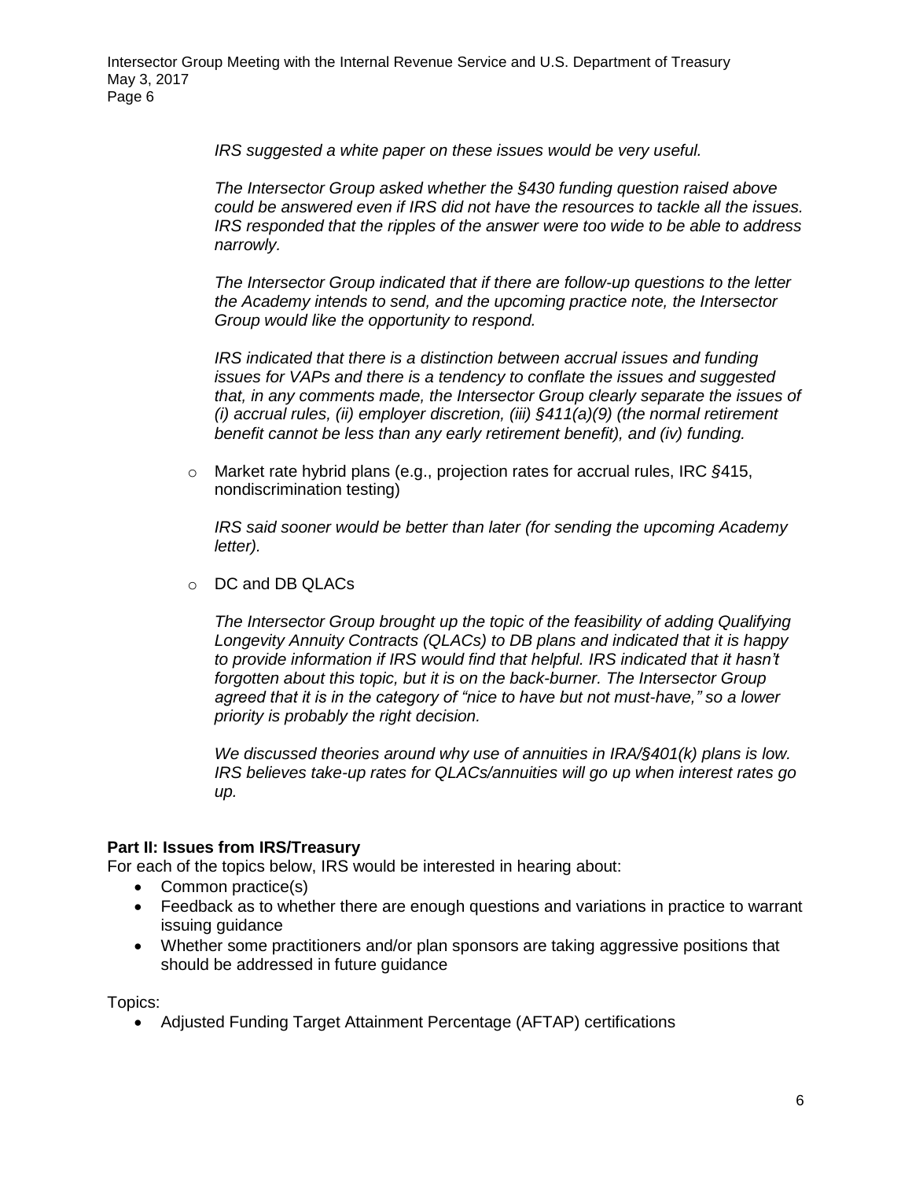*IRS suggested a white paper on these issues would be very useful.*

*The Intersector Group asked whether the §430 funding question raised above could be answered even if IRS did not have the resources to tackle all the issues. IRS responded that the ripples of the answer were too wide to be able to address narrowly.*

*The Intersector Group indicated that if there are follow-up questions to the letter the Academy intends to send, and the upcoming practice note, the Intersector Group would like the opportunity to respond.*

*IRS indicated that there is a distinction between accrual issues and funding issues for VAPs and there is a tendency to conflate the issues and suggested that, in any comments made, the Intersector Group clearly separate the issues of (i) accrual rules, (ii) employer discretion, (iii) §411(a)(9) (the normal retirement benefit cannot be less than any early retirement benefit), and (iv) funding.*

- Market rate hybrid plans (e.g., projection rates for accrual rules, IRC §415, nondiscrimination testing)

  *IRS said sooner would be better than later (for sending the upcoming Academy letter).*

- DC and DB QLACs

  *The Intersector Group brought up the topic of the feasibility of adding Qualifying Longevity Annuity Contracts (QLACs) to DB plans and indicated that it is happy to provide information if IRS would find that helpful. IRS indicated that it hasn't forgotten about this topic, but it is on the back-burner. The Intersector Group agreed that it is in the category of "nice to have but not must-have," so a lower priority is probably the right decision.*

  *We discussed theories around why use of annuities in IRA/§401(k) plans is low. IRS believes take-up rates for QLACs/annuities will go up when interest rates go up.*

**Part II: Issues from IRS/Treasury**

For each of the topics below, IRS would be interested in hearing about:

- Common practice(s)
- Feedback as to whether there are enough questions and variations in practice to warrant issuing guidance
- Whether some practitioners and/or plan sponsors are taking aggressive positions that should be addressed in future guidance

Topics:

- Adjusted Funding Target Attainment Percentage (AFTAP) certifications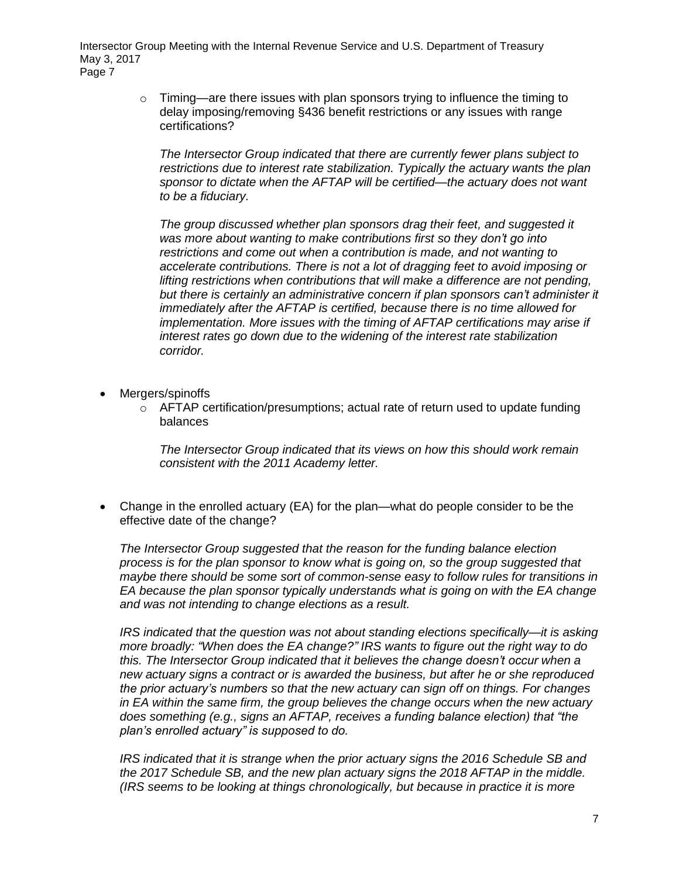- Timing—are there issues with plan sponsors trying to influence the timing to delay imposing/removing §436 benefit restrictions or any issues with range certifications?

  *The Intersector Group indicated that there are currently fewer plans subject to restrictions due to interest rate stabilization. Typically the actuary wants the plan sponsor to dictate when the AFTAP will be certified—the actuary does not want to be a fiduciary.*

  *The group discussed whether plan sponsors drag their feet, and suggested it was more about wanting to make contributions first so they don't go into restrictions and come out when a contribution is made, and not wanting to accelerate contributions. There is not a lot of dragging feet to avoid imposing or lifting restrictions when contributions that will make a difference are not pending, but there is certainly an administrative concern if plan sponsors can't administer it immediately after the AFTAP is certified, because there is no time allowed for implementation. More issues with the timing of AFTAP certifications may arise if interest rates go down due to the widening of the interest rate stabilization corridor.*

- Mergers/spinoffs
  - AFTAP certification/presumptions; actual rate of return used to update funding balances

    *The Intersector Group indicated that its views on how this should work remain consistent with the 2011 Academy letter.*

- Change in the enrolled actuary (EA) for the plan—what do people consider to be the effective date of the change?

  *The Intersector Group suggested that the reason for the funding balance election process is for the plan sponsor to know what is going on, so the group suggested that maybe there should be some sort of common-sense easy to follow rules for transitions in EA because the plan sponsor typically understands what is going on with the EA change and was not intending to change elections as a result.*

  *IRS indicated that the question was not about standing elections specifically—it is asking more broadly: "When does the EA change?" IRS wants to figure out the right way to do this. The Intersector Group indicated that it believes the change doesn't occur when a new actuary signs a contract or is awarded the business, but after he or she reproduced the prior actuary's numbers so that the new actuary can sign off on things. For changes in EA within the same firm, the group believes the change occurs when the new actuary does something (e.g., signs an AFTAP, receives a funding balance election) that "the plan's enrolled actuary" is supposed to do.*

  *IRS indicated that it is strange when the prior actuary signs the 2016 Schedule SB and the 2017 Schedule SB, and the new plan actuary signs the 2018 AFTAP in the middle. (IRS seems to be looking at things chronologically, but because in practice it is more*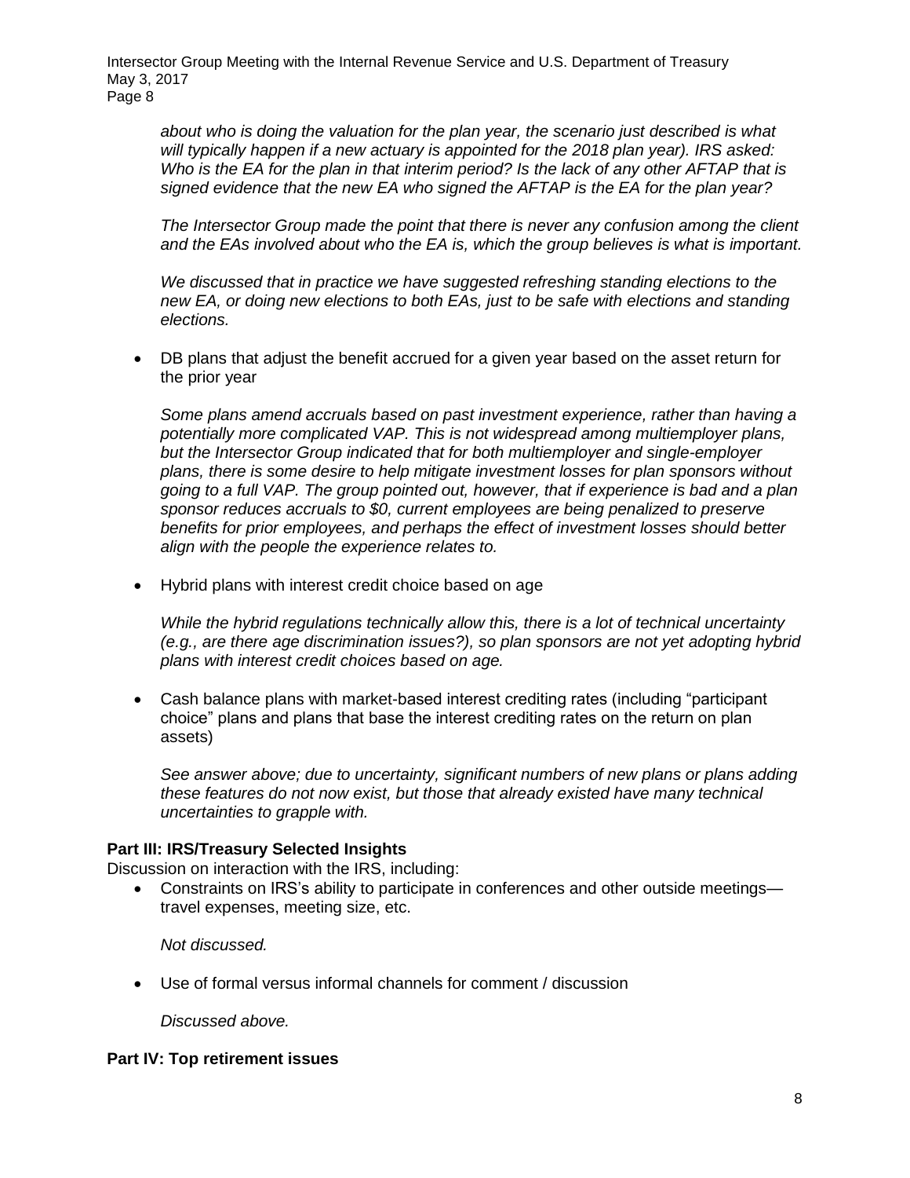*about who is doing the valuation for the plan year, the scenario just described is what will typically happen if a new actuary is appointed for the 2018 plan year). IRS asked: Who is the EA for the plan in that interim period? Is the lack of any other AFTAP that is signed evidence that the new EA who signed the AFTAP is the EA for the plan year?*

*The Intersector Group made the point that there is never any confusion among the client and the EAs involved about who the EA is, which the group believes is what is important.*

*We discussed that in practice we have suggested refreshing standing elections to the new EA, or doing new elections to both EAs, just to be safe with elections and standing elections.*

- DB plans that adjust the benefit accrued for a given year based on the asset return for the prior year

  *Some plans amend accruals based on past investment experience, rather than having a potentially more complicated VAP. This is not widespread among multiemployer plans, but the Intersector Group indicated that for both multiemployer and single-employer plans, there is some desire to help mitigate investment losses for plan sponsors without going to a full VAP. The group pointed out, however, that if experience is bad and a plan sponsor reduces accruals to $0, current employees are being penalized to preserve benefits for prior employees, and perhaps the effect of investment losses should better align with the people the experience relates to.*

- Hybrid plans with interest credit choice based on age

  *While the hybrid regulations technically allow this, there is a lot of technical uncertainty (e.g., are there age discrimination issues?), so plan sponsors are not yet adopting hybrid plans with interest credit choices based on age.*

- Cash balance plans with market-based interest crediting rates (including "participant choice" plans and plans that base the interest crediting rates on the return on plan assets)

  *See answer above; due to uncertainty, significant numbers of new plans or plans adding these features do not now exist, but those that already existed have many technical uncertainties to grapple with.*

**Part III: IRS/Treasury Selected Insights**

Discussion on interaction with the IRS, including:

- Constraints on IRS's ability to participate in conferences and other outside meetings—travel expenses, meeting size, etc.

  *Not discussed.*

- Use of formal versus informal channels for comment / discussion

  *Discussed above.*

**Part IV: Top retirement issues**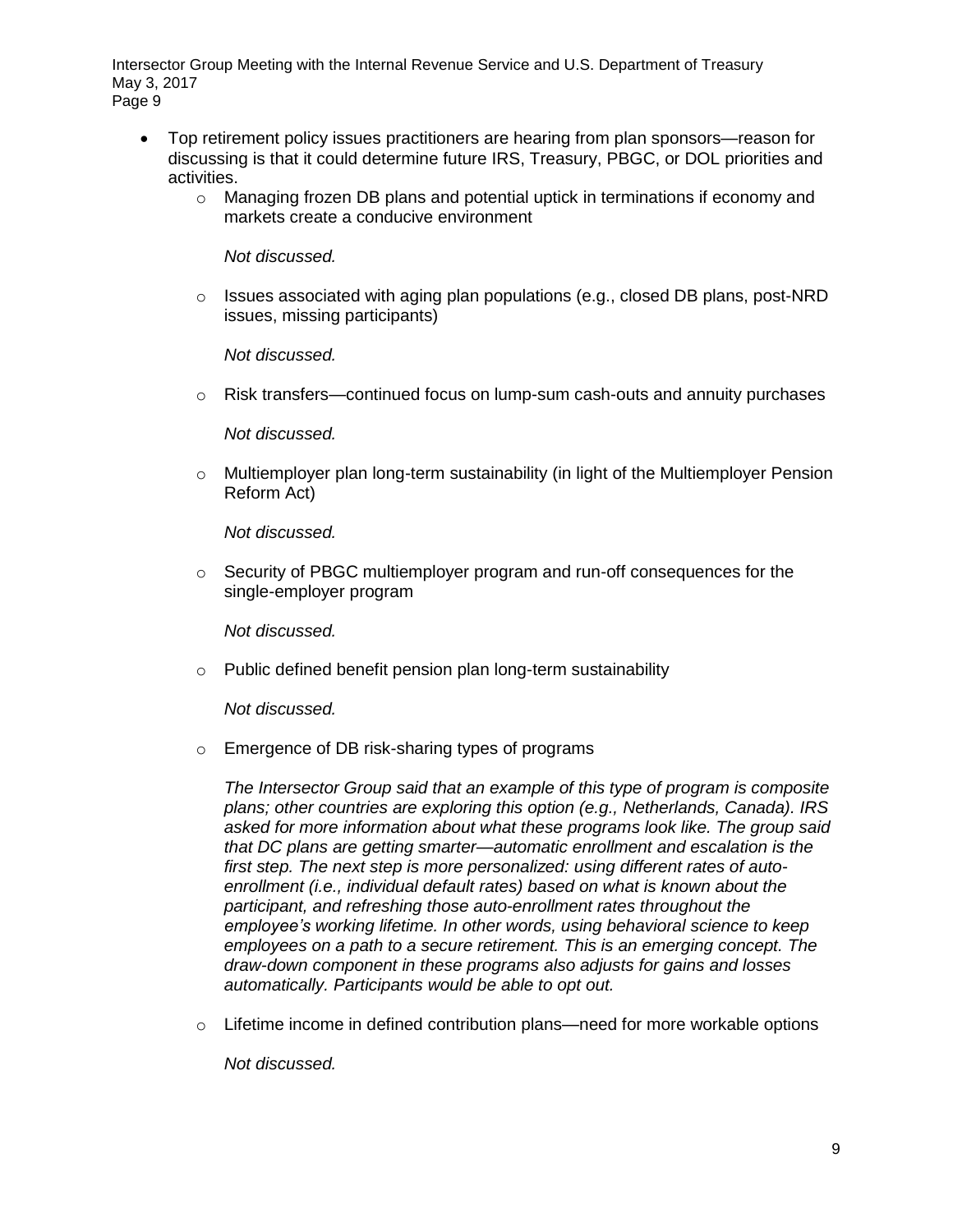- Top retirement policy issues practitioners are hearing from plan sponsors—reason for discussing is that it could determine future IRS, Treasury, PBGC, or DOL priorities and activities.
  - Managing frozen DB plans and potential uptick in terminations if economy and markets create a conducive environment

    *Not discussed.*

  - Issues associated with aging plan populations (e.g., closed DB plans, post-NRD issues, missing participants)

    *Not discussed.*

  - Risk transfers—continued focus on lump-sum cash-outs and annuity purchases

    *Not discussed.*

  - Multiemployer plan long-term sustainability (in light of the Multiemployer Pension Reform Act)

    *Not discussed.*

  - Security of PBGC multiemployer program and run-off consequences for the single-employer program

    *Not discussed.*

  - Public defined benefit pension plan long-term sustainability

    *Not discussed.*

  - Emergence of DB risk-sharing types of programs

    *The Intersector Group said that an example of this type of program is composite plans; other countries are exploring this option (e.g., Netherlands, Canada). IRS asked for more information about what these programs look like. The group said that DC plans are getting smarter—automatic enrollment and escalation is the first step. The next step is more personalized: using different rates of auto-enrollment (i.e., individual default rates) based on what is known about the participant, and refreshing those auto-enrollment rates throughout the employee's working lifetime. In other words, using behavioral science to keep employees on a path to a secure retirement. This is an emerging concept. The draw-down component in these programs also adjusts for gains and losses automatically. Participants would be able to opt out.*

  - Lifetime income in defined contribution plans—need for more workable options

    *Not discussed.*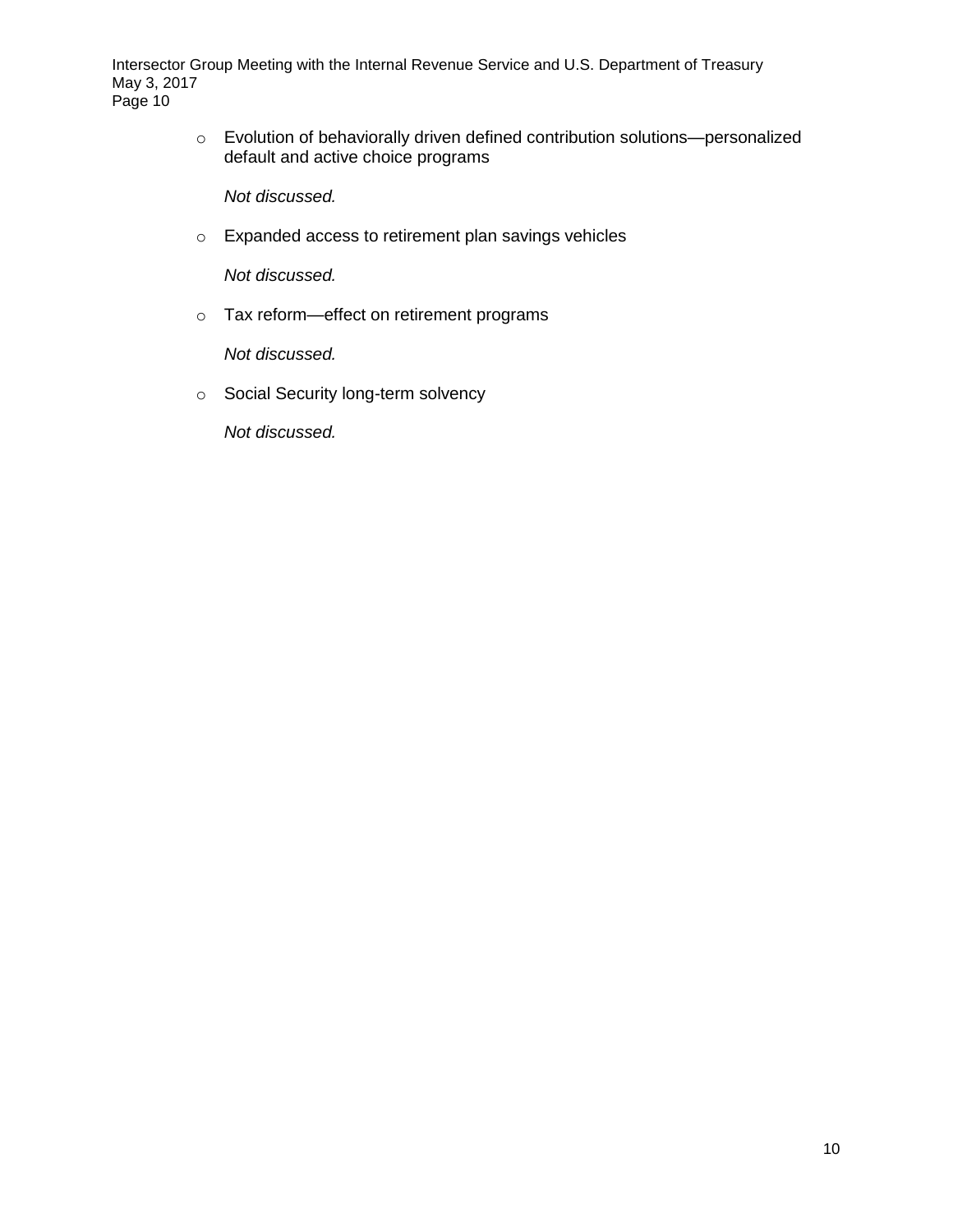- Evolution of behaviorally driven defined contribution solutions—personalized default and active choice programs

  *Not discussed.*

- Expanded access to retirement plan savings vehicles

  *Not discussed.*

- Tax reform—effect on retirement programs

  *Not discussed.*

- Social Security long-term solvency

  *Not discussed.*